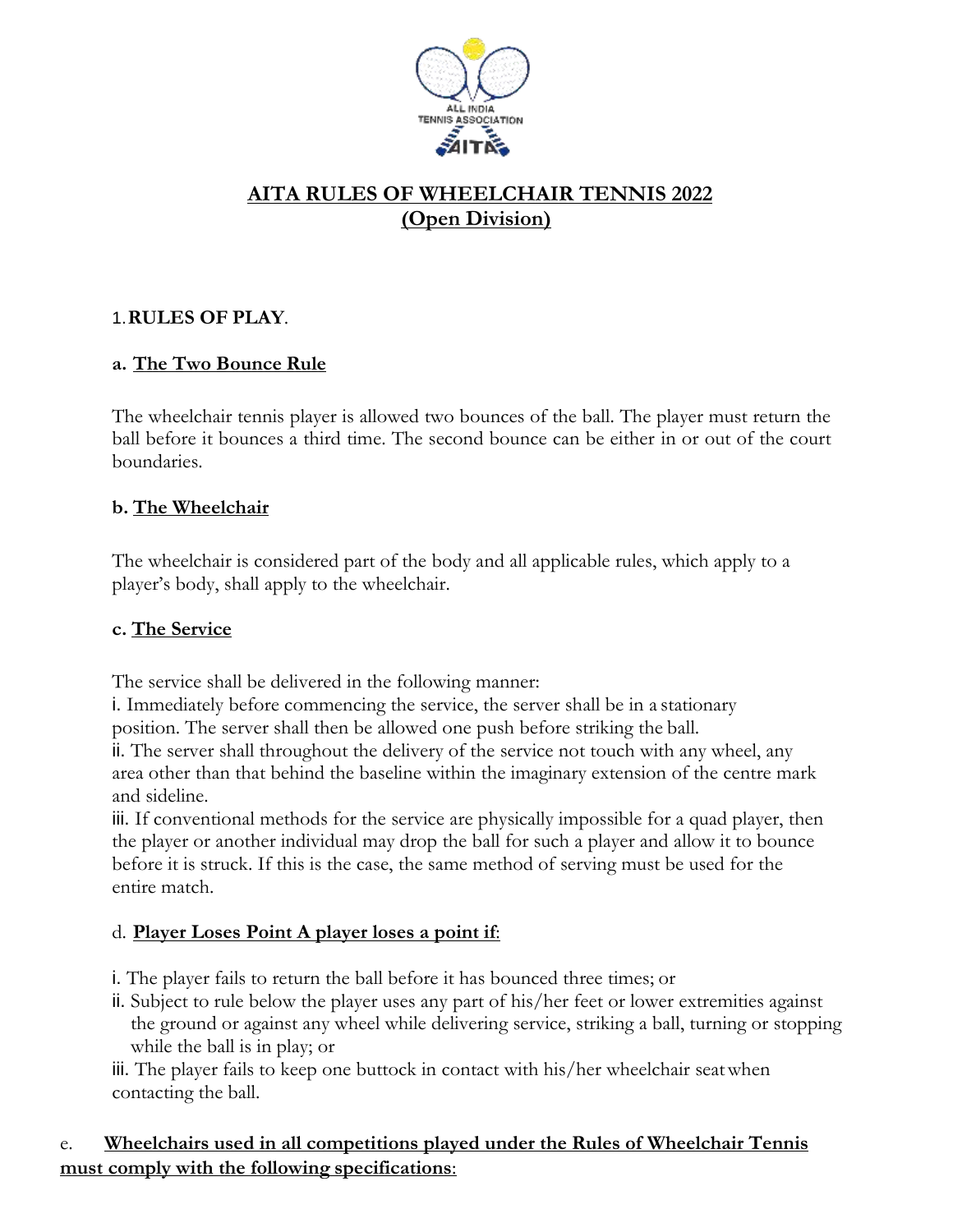# AITA RULES OF WHEELCHAIR TENNIS 2022
## (Open Division)

1. **RULES OF PLAY**.

**a. The Two Bounce Rule**

The wheelchair tennis player is allowed two bounces of the ball. The player must return the ball before it bounces a third time. The second bounce can be either in or out of the court boundaries.

**b. The Wheelchair**

The wheelchair is considered part of the body and all applicable rules, which apply to a player's body, shall apply to the wheelchair.

**c. The Service**

The service shall be delivered in the following manner:

i. Immediately before commencing the service, the server shall be in a stationary position. The server shall then be allowed one push before striking the ball.

ii. The server shall throughout the delivery of the service not touch with any wheel, any area other than that behind the baseline within the imaginary extension of the centre mark and sideline.

iii. If conventional methods for the service are physically impossible for a quad player, then the player or another individual may drop the ball for such a player and allow it to bounce before it is struck. If this is the case, the same method of serving must be used for the entire match.

d. **Player Loses Point A player loses a point if**:

i. The player fails to return the ball before it has bounced three times; or

ii. Subject to rule below the player uses any part of his/her feet or lower extremities against the ground or against any wheel while delivering service, striking a ball, turning or stopping while the ball is in play; or

iii. The player fails to keep one buttock in contact with his/her wheelchair seat when contacting the ball.

e. **Wheelchairs used in all competitions played under the Rules of Wheelchair Tennis must comply with the following specifications**: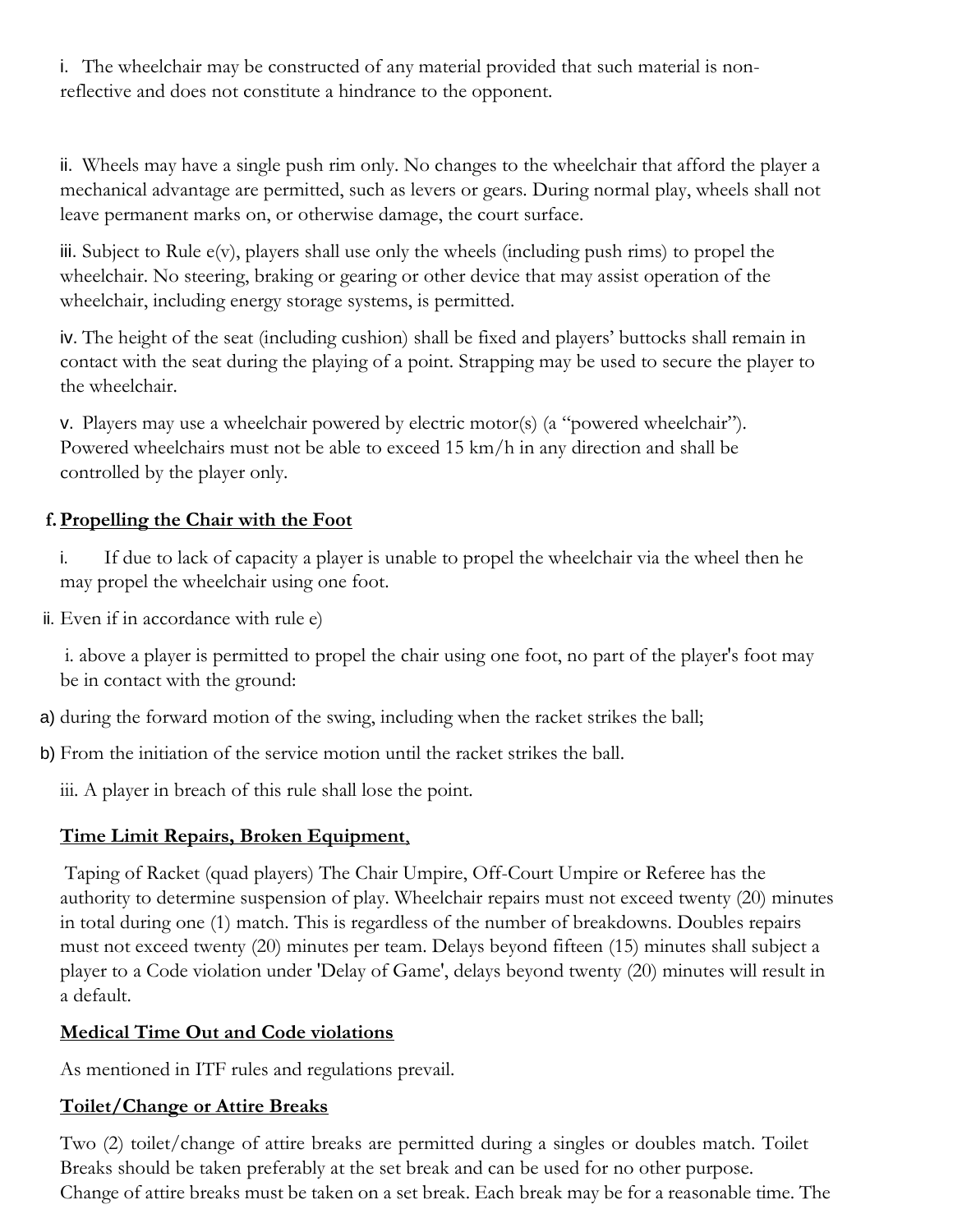i. The wheelchair may be constructed of any material provided that such material is non-reflective and does not constitute a hindrance to the opponent.

ii. Wheels may have a single push rim only. No changes to the wheelchair that afford the player a mechanical advantage are permitted, such as levers or gears. During normal play, wheels shall not leave permanent marks on, or otherwise damage, the court surface.

iii. Subject to Rule e(v), players shall use only the wheels (including push rims) to propel the wheelchair. No steering, braking or gearing or other device that may assist operation of the wheelchair, including energy storage systems, is permitted.

iv. The height of the seat (including cushion) shall be fixed and players' buttocks shall remain in contact with the seat during the playing of a point. Strapping may be used to secure the player to the wheelchair.

v. Players may use a wheelchair powered by electric motor(s) (a "powered wheelchair"). Powered wheelchairs must not be able to exceed 15 km/h in any direction and shall be controlled by the player only.

f. **Propelling the Chair with the Foot**

i. If due to lack of capacity a player is unable to propel the wheelchair via the wheel then he may propel the wheelchair using one foot.

ii. Even if in accordance with rule e)

i. above a player is permitted to propel the chair using one foot, no part of the player's foot may be in contact with the ground:

a) during the forward motion of the swing, including when the racket strikes the ball;

b) From the initiation of the service motion until the racket strikes the ball.

iii. A player in breach of this rule shall lose the point.

**Time Limit Repairs, Broken Equipment**,

Taping of Racket (quad players) The Chair Umpire, Off-Court Umpire or Referee has the authority to determine suspension of play. Wheelchair repairs must not exceed twenty (20) minutes in total during one (1) match. This is regardless of the number of breakdowns. Doubles repairs must not exceed twenty (20) minutes per team. Delays beyond fifteen (15) minutes shall subject a player to a Code violation under 'Delay of Game', delays beyond twenty (20) minutes will result in a default.

**Medical Time Out and Code violations**

As mentioned in ITF rules and regulations prevail.

**Toilet/Change or Attire Breaks**

Two (2) toilet/change of attire breaks are permitted during a singles or doubles match. Toilet Breaks should be taken preferably at the set break and can be used for no other purpose. Change of attire breaks must be taken on a set break. Each break may be for a reasonable time. The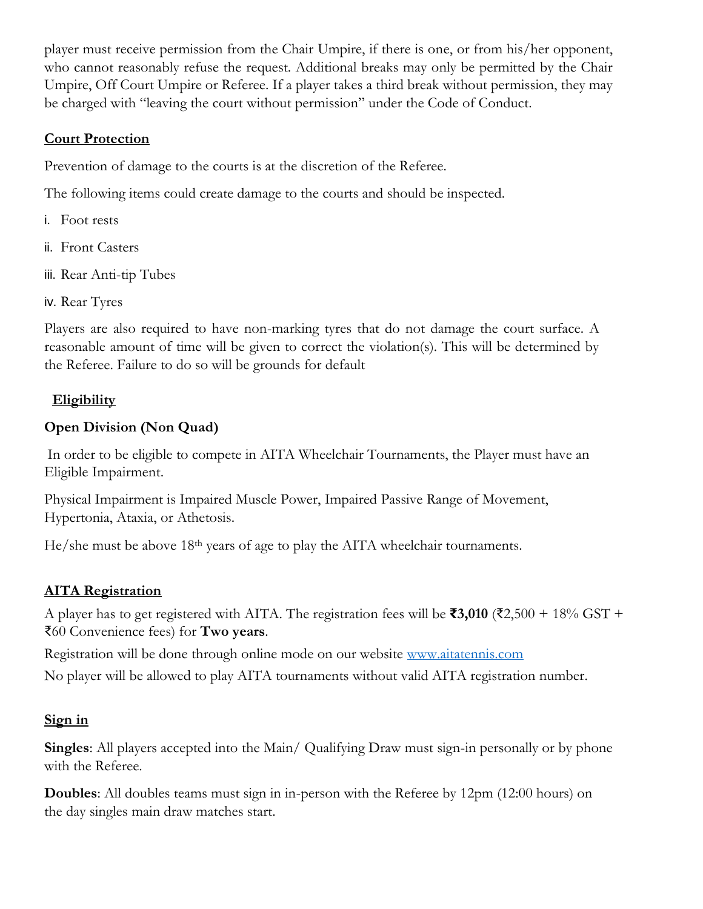player must receive permission from the Chair Umpire, if there is one, or from his/her opponent, who cannot reasonably refuse the request. Additional breaks may only be permitted by the Chair Umpire, Off Court Umpire or Referee. If a player takes a third break without permission, they may be charged with "leaving the court without permission" under the Code of Conduct.

## Court Protection

Prevention of damage to the courts is at the discretion of the Referee.

The following items could create damage to the courts and should be inspected.

i. Foot rests

ii. Front Casters

iii. Rear Anti-tip Tubes

iv. Rear Tyres

Players are also required to have non-marking tyres that do not damage the court surface. A reasonable amount of time will be given to correct the violation(s). This will be determined by the Referee. Failure to do so will be grounds for default

## Eligibility

**Open Division (Non Quad)**

In order to be eligible to compete in AITA Wheelchair Tournaments, the Player must have an Eligible Impairment.

Physical Impairment is Impaired Muscle Power, Impaired Passive Range of Movement, Hypertonia, Ataxia, or Athetosis.

He/she must be above 18th years of age to play the AITA wheelchair tournaments.

## AITA Registration

A player has to get registered with AITA. The registration fees will be **₹3,010** (₹2,500 + 18% GST + ₹60 Convenience fees) for **Two years**.

Registration will be done through online mode on our website [www.aitatennis.com](http://www.aitatennis.com)

No player will be allowed to play AITA tournaments without valid AITA registration number.

## Sign in

**Singles**: All players accepted into the Main/ Qualifying Draw must sign-in personally or by phone with the Referee.

**Doubles**: All doubles teams must sign in in-person with the Referee by 12pm (12:00 hours) on the day singles main draw matches start.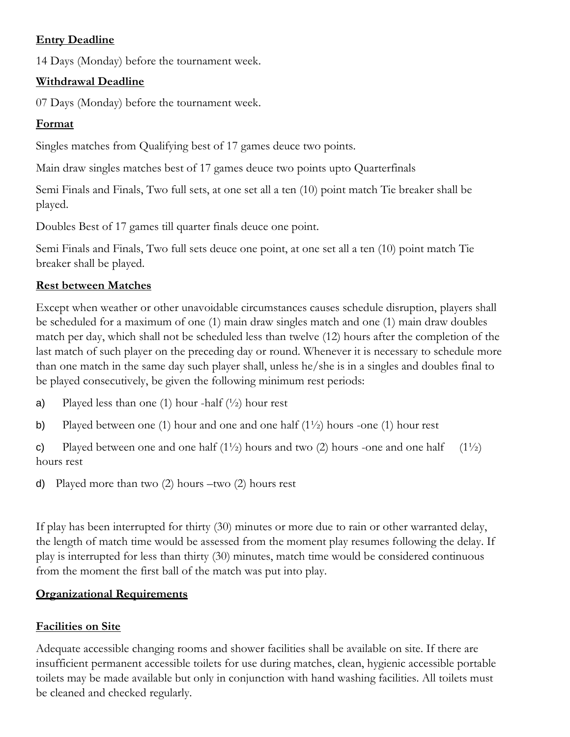**Entry Deadline**

14 Days (Monday) before the tournament week.

**Withdrawal Deadline**

07 Days (Monday) before the tournament week.

**Format**

Singles matches from Qualifying best of 17 games deuce two points.

Main draw singles matches best of 17 games deuce two points upto Quarterfinals

Semi Finals and Finals, Two full sets, at one set all a ten (10) point match Tie breaker shall be played.

Doubles Best of 17 games till quarter finals deuce one point.

Semi Finals and Finals, Two full sets deuce one point, at one set all a ten (10) point match Tie breaker shall be played.

**Rest between Matches**

Except when weather or other unavoidable circumstances causes schedule disruption, players shall be scheduled for a maximum of one (1) main draw singles match and one (1) main draw doubles match per day, which shall not be scheduled less than twelve (12) hours after the completion of the last match of such player on the preceding day or round. Whenever it is necessary to schedule more than one match in the same day such player shall, unless he/she is in a singles and doubles final to be played consecutively, be given the following minimum rest periods:

a) Played less than one (1) hour -half (½) hour rest

b) Played between one (1) hour and one and one half (1½) hours -one (1) hour rest

c) Played between one and one half (1½) hours and two (2) hours -one and one half (1½) hours rest

d) Played more than two (2) hours –two (2) hours rest

If play has been interrupted for thirty (30) minutes or more due to rain or other warranted delay, the length of match time would be assessed from the moment play resumes following the delay. If play is interrupted for less than thirty (30) minutes, match time would be considered continuous from the moment the first ball of the match was put into play.

**Organizational Requirements**

**Facilities on Site**

Adequate accessible changing rooms and shower facilities shall be available on site. If there are insufficient permanent accessible toilets for use during matches, clean, hygienic accessible portable toilets may be made available but only in conjunction with hand washing facilities. All toilets must be cleaned and checked regularly.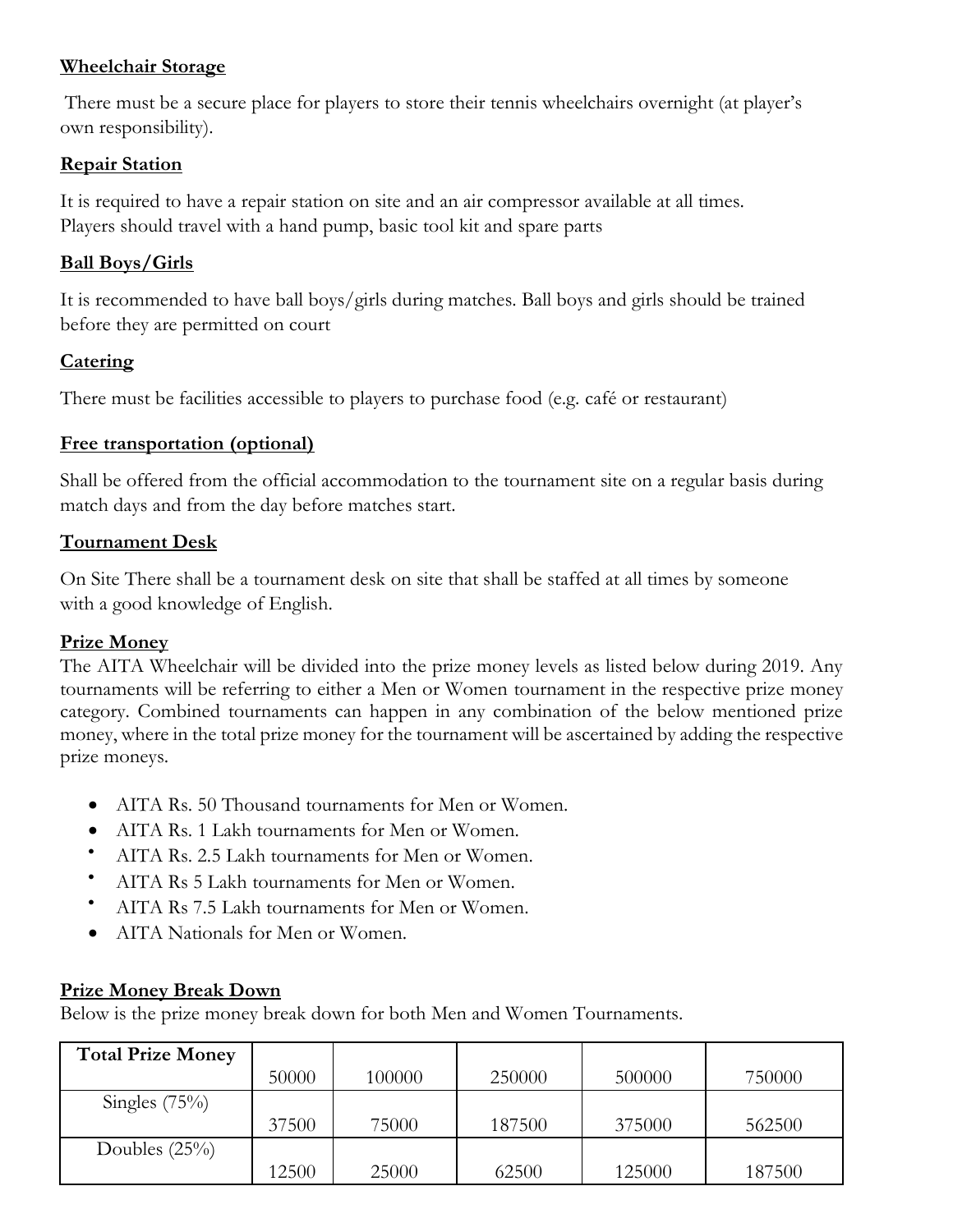**Wheelchair Storage**

There must be a secure place for players to store their tennis wheelchairs overnight (at player's own responsibility).

**Repair Station**

It is required to have a repair station on site and an air compressor available at all times. Players should travel with a hand pump, basic tool kit and spare parts

**Ball Boys/Girls**

It is recommended to have ball boys/girls during matches. Ball boys and girls should be trained before they are permitted on court

**Catering**

There must be facilities accessible to players to purchase food (e.g. café or restaurant)

**Free transportation (optional)**

Shall be offered from the official accommodation to the tournament site on a regular basis during match days and from the day before matches start.

**Tournament Desk**

On Site There shall be a tournament desk on site that shall be staffed at all times by someone with a good knowledge of English.

**Prize Money**

The AITA Wheelchair will be divided into the prize money levels as listed below during 2019. Any tournaments will be referring to either a Men or Women tournament in the respective prize money category. Combined tournaments can happen in any combination of the below mentioned prize money, where in the total prize money for the tournament will be ascertained by adding the respective prize moneys.

- AITA Rs. 50 Thousand tournaments for Men or Women.
- AITA Rs. 1 Lakh tournaments for Men or Women.
- AITA Rs. 2.5 Lakh tournaments for Men or Women.
- AITA Rs 5 Lakh tournaments for Men or Women.
- AITA Rs 7.5 Lakh tournaments for Men or Women.
- AITA Nationals for Men or Women.

**Prize Money Break Down**

Below is the prize money break down for both Men and Women Tournaments.

| Total Prize Money | 50000 | 100000 | 250000 | 500000 | 750000 |
|---|---|---|---|---|---|
| Singles (75%) | 37500 | 75000 | 187500 | 375000 | 562500 |
| Doubles (25%) | 12500 | 25000 | 62500 | 125000 | 187500 |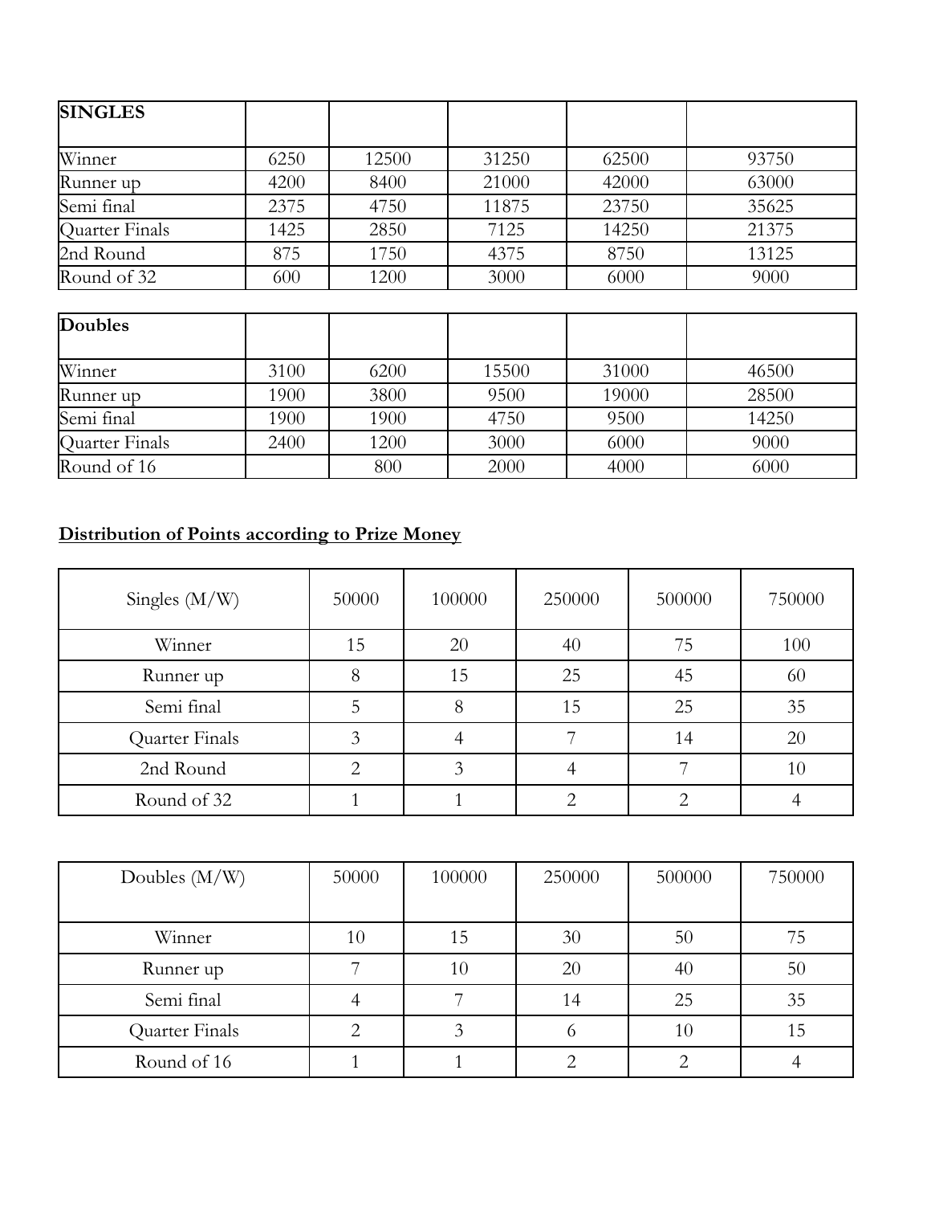| SINGLES | | | | | |
|---|---|---|---|---|---|
| Winner | 6250 | 12500 | 31250 | 62500 | 93750 |
| Runner up | 4200 | 8400 | 21000 | 42000 | 63000 |
| Semi final | 2375 | 4750 | 11875 | 23750 | 35625 |
| Quarter Finals | 1425 | 2850 | 7125 | 14250 | 21375 |
| 2nd Round | 875 | 1750 | 4375 | 8750 | 13125 |
| Round of 32 | 600 | 1200 | 3000 | 6000 | 9000 |

| Doubles | | | | | |
|---|---|---|---|---|---|
| Winner | 3100 | 6200 | 15500 | 31000 | 46500 |
| Runner up | 1900 | 3800 | 9500 | 19000 | 28500 |
| Semi final | 1900 | 1900 | 4750 | 9500 | 14250 |
| Quarter Finals | 2400 | 1200 | 3000 | 6000 | 9000 |
| Round of 16 | | 800 | 2000 | 4000 | 6000 |

**Distribution of Points according to Prize Money**

| Singles (M/W) | 50000 | 100000 | 250000 | 500000 | 750000 |
|---|---|---|---|---|---|
| Winner | 15 | 20 | 40 | 75 | 100 |
| Runner up | 8 | 15 | 25 | 45 | 60 |
| Semi final | 5 | 8 | 15 | 25 | 35 |
| Quarter Finals | 3 | 4 | 7 | 14 | 20 |
| 2nd Round | 2 | 3 | 4 | 7 | 10 |
| Round of 32 | 1 | 1 | 2 | 2 | 4 |

| Doubles (M/W) | 50000 | 100000 | 250000 | 500000 | 750000 |
|---|---|---|---|---|---|
| Winner | 10 | 15 | 30 | 50 | 75 |
| Runner up | 7 | 10 | 20 | 40 | 50 |
| Semi final | 4 | 7 | 14 | 25 | 35 |
| Quarter Finals | 2 | 3 | 6 | 10 | 15 |
| Round of 16 | 1 | 1 | 2 | 2 | 4 |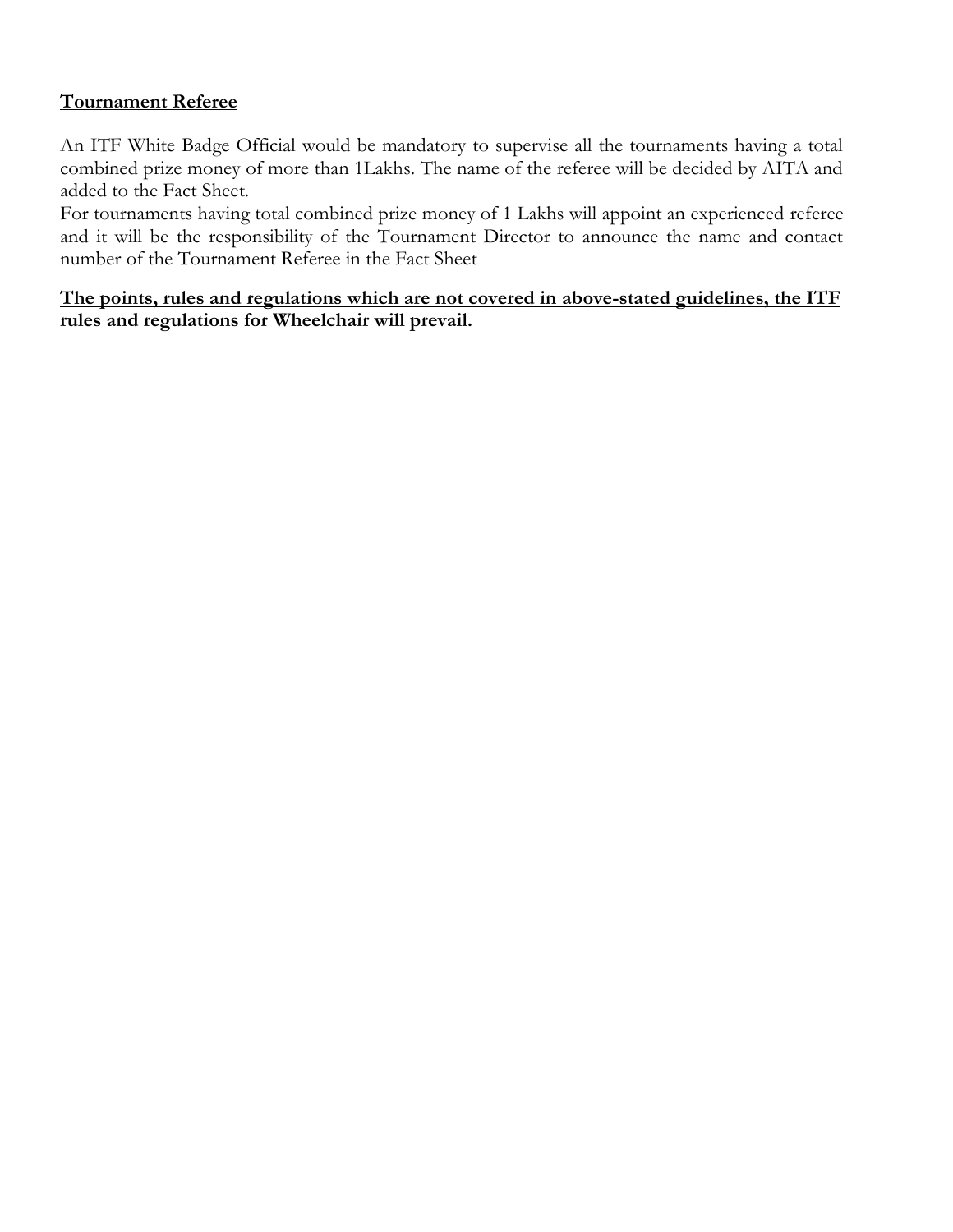**Tournament Referee**

An ITF White Badge Official would be mandatory to supervise all the tournaments having a total combined prize money of more than 1Lakhs. The name of the referee will be decided by AITA and added to the Fact Sheet.
For tournaments having total combined prize money of 1 Lakhs will appoint an experienced referee and it will be the responsibility of the Tournament Director to announce the name and contact number of the Tournament Referee in the Fact Sheet

**The points, rules and regulations which are not covered in above-stated guidelines, the ITF rules and regulations for Wheelchair will prevail.**